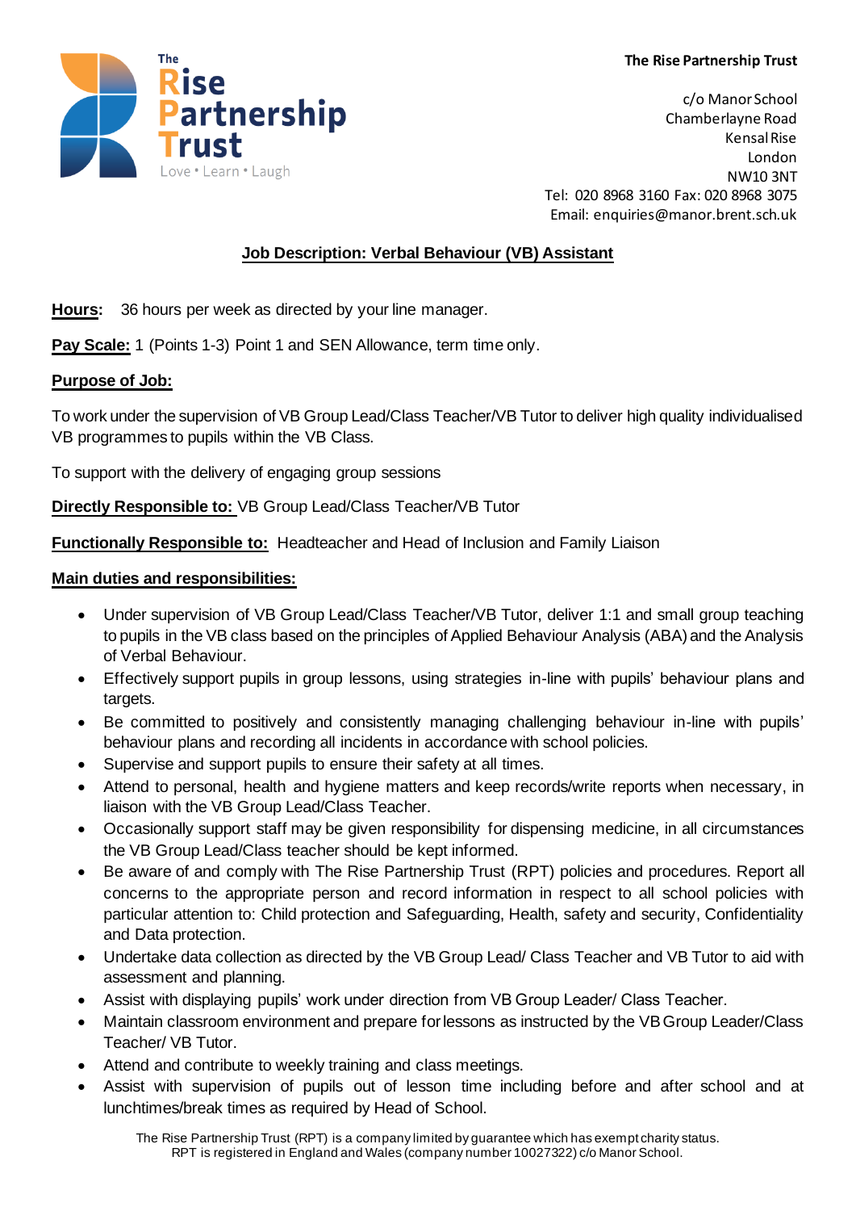The Rise Partnership Trust
Love • Learn • Laugh

**The Rise Partnership Trust**

c/o Manor School
Chamberlayne Road
Kensal Rise
London
NW10 3NT
Tel: 020 8968 3160 Fax: 020 8968 3075
Email: enquiries@manor.brent.sch.uk

# Job Description: Verbal Behaviour (VB) Assistant

**Hours:** 36 hours per week as directed by your line manager.

**Pay Scale:** 1 (Points 1-3) Point 1 and SEN Allowance, term time only.

**Purpose of Job:**

To work under the supervision of VB Group Lead/Class Teacher/VB Tutor to deliver high quality individualised VB programmes to pupils within the VB Class.

To support with the delivery of engaging group sessions

**Directly Responsible to:** VB Group Lead/Class Teacher/VB Tutor

**Functionally Responsible to:** Headteacher and Head of Inclusion and Family Liaison

**Main duties and responsibilities:**

- Under supervision of VB Group Lead/Class Teacher/VB Tutor, deliver 1:1 and small group teaching to pupils in the VB class based on the principles of Applied Behaviour Analysis (ABA) and the Analysis of Verbal Behaviour.
- Effectively support pupils in group lessons, using strategies in-line with pupils' behaviour plans and targets.
- Be committed to positively and consistently managing challenging behaviour in-line with pupils' behaviour plans and recording all incidents in accordance with school policies.
- Supervise and support pupils to ensure their safety at all times.
- Attend to personal, health and hygiene matters and keep records/write reports when necessary, in liaison with the VB Group Lead/Class Teacher.
- Occasionally support staff may be given responsibility for dispensing medicine, in all circumstances the VB Group Lead/Class teacher should be kept informed.
- Be aware of and comply with The Rise Partnership Trust (RPT) policies and procedures. Report all concerns to the appropriate person and record information in respect to all school policies with particular attention to: Child protection and Safeguarding, Health, safety and security, Confidentiality and Data protection.
- Undertake data collection as directed by the VB Group Lead/ Class Teacher and VB Tutor to aid with assessment and planning.
- Assist with displaying pupils' work under direction from VB Group Leader/ Class Teacher.
- Maintain classroom environment and prepare for lessons as instructed by the VB Group Leader/Class Teacher/ VB Tutor.
- Attend and contribute to weekly training and class meetings.
- Assist with supervision of pupils out of lesson time including before and after school and at lunchtimes/break times as required by Head of School.

The Rise Partnership Trust (RPT) is a company limited by guarantee which has exempt charity status.
RPT is registered in England and Wales (company number 10027322) c/o Manor School.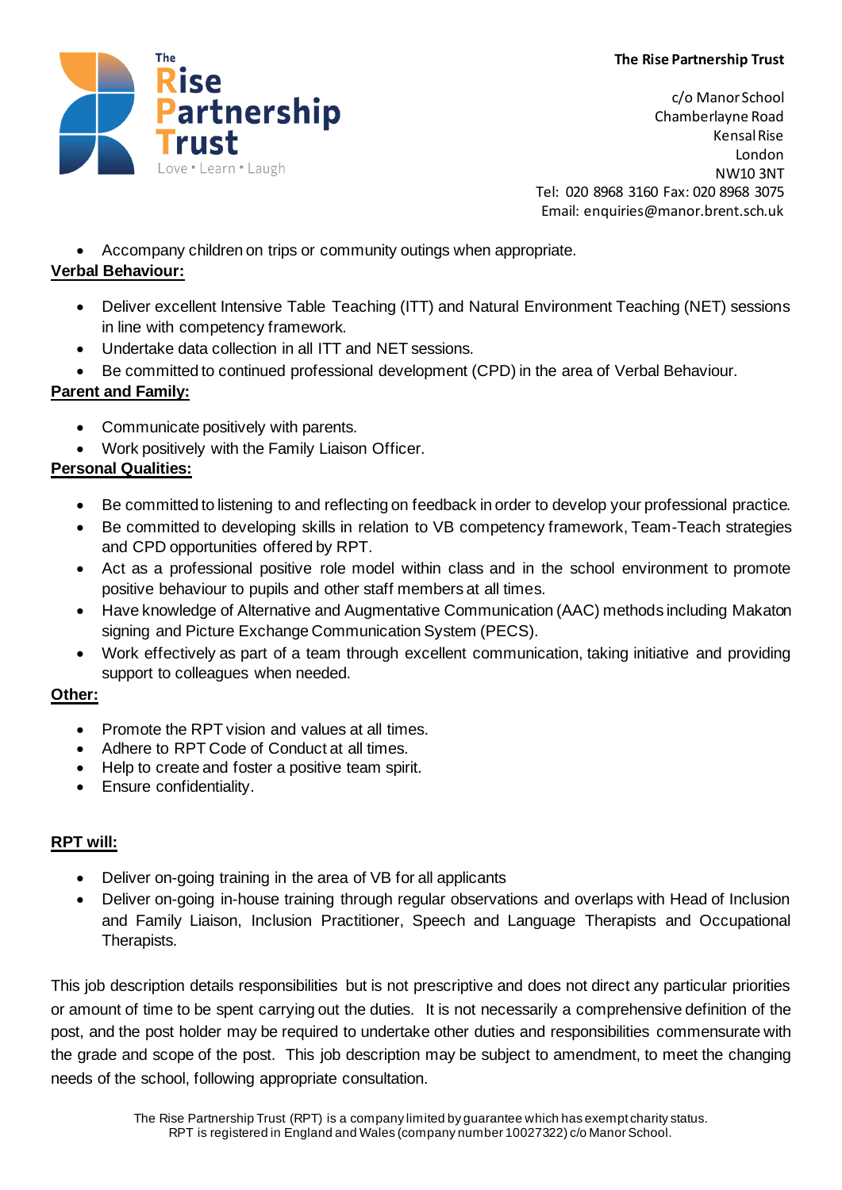- Accompany children on trips or community outings when appropriate.

**Verbal Behaviour:**

- Deliver excellent Intensive Table Teaching (ITT) and Natural Environment Teaching (NET) sessions in line with competency framework.
- Undertake data collection in all ITT and NET sessions.
- Be committed to continued professional development (CPD) in the area of Verbal Behaviour.

**Parent and Family:**

- Communicate positively with parents.
- Work positively with the Family Liaison Officer.

**Personal Qualities:**

- Be committed to listening to and reflecting on feedback in order to develop your professional practice.
- Be committed to developing skills in relation to VB competency framework, Team-Teach strategies and CPD opportunities offered by RPT.
- Act as a professional positive role model within class and in the school environment to promote positive behaviour to pupils and other staff members at all times.
- Have knowledge of Alternative and Augmentative Communication (AAC) methods including Makaton signing and Picture Exchange Communication System (PECS).
- Work effectively as part of a team through excellent communication, taking initiative and providing support to colleagues when needed.

**Other:**

- Promote the RPT vision and values at all times.
- Adhere to RPT Code of Conduct at all times.
- Help to create and foster a positive team spirit.
- Ensure confidentiality.

**RPT will:**

- Deliver on-going training in the area of VB for all applicants
- Deliver on-going in-house training through regular observations and overlaps with Head of Inclusion and Family Liaison, Inclusion Practitioner, Speech and Language Therapists and Occupational Therapists.

This job description details responsibilities but is not prescriptive and does not direct any particular priorities or amount of time to be spent carrying out the duties. It is not necessarily a comprehensive definition of the post, and the post holder may be required to undertake other duties and responsibilities commensurate with the grade and scope of the post. This job description may be subject to amendment, to meet the changing needs of the school, following appropriate consultation.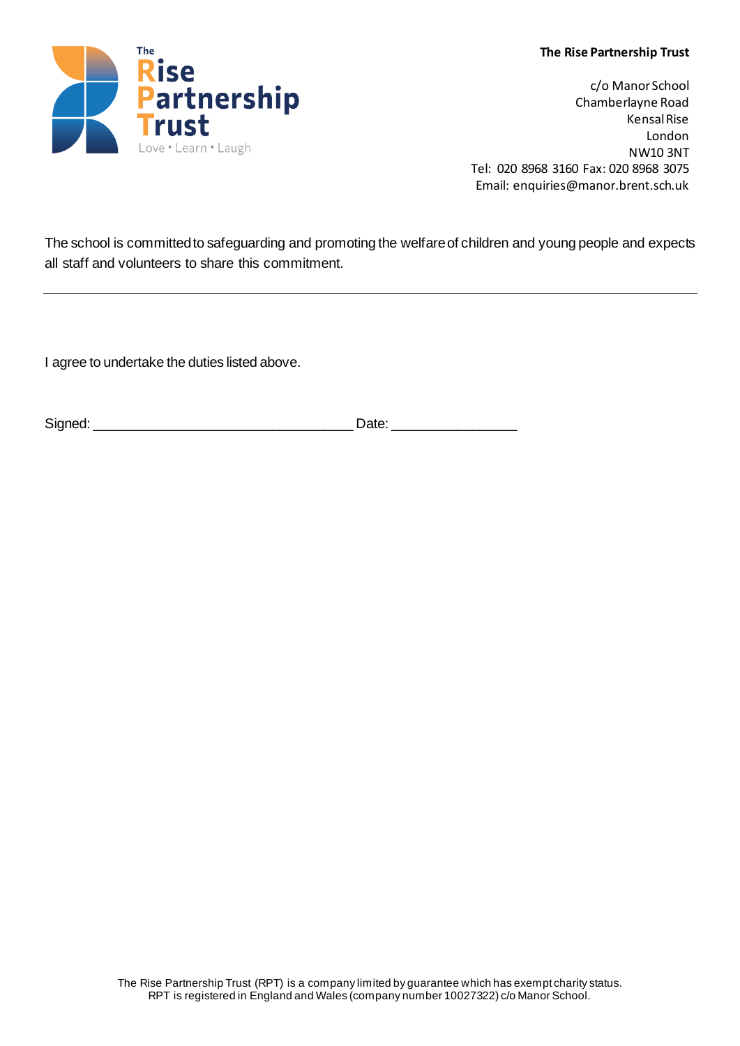**The Rise Partnership Trust**

c/o Manor School
Chamberlayne Road
Kensal Rise
London
NW10 3NT
Tel: 020 8968 3160 Fax: 020 8968 3075
Email: enquiries@manor.brent.sch.uk

The school is committed to safeguarding and promoting the welfare of children and young people and expects all staff and volunteers to share this commitment.

---

I agree to undertake the duties listed above.

Signed: ___________________________________ Date: _________________

The Rise Partnership Trust (RPT) is a company limited by guarantee which has exempt charity status.
RPT is registered in England and Wales (company number 10027322) c/o Manor School.